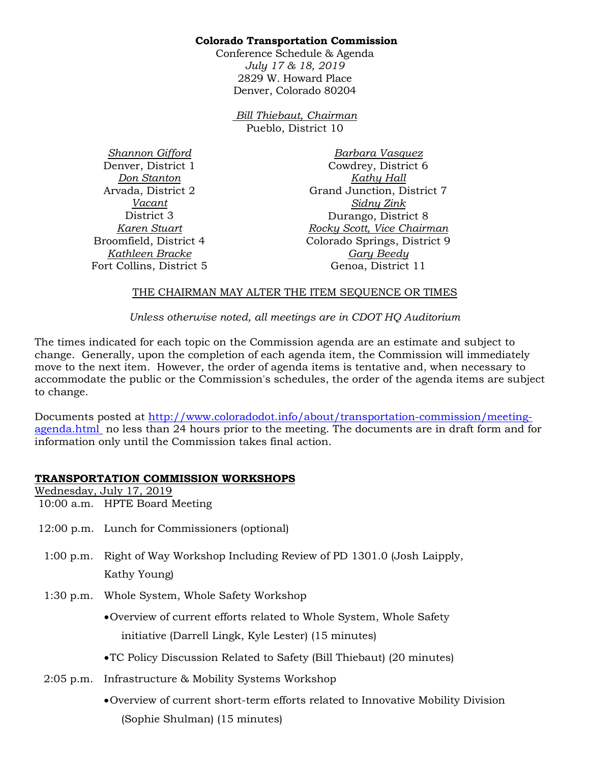**Colorado Transportation Commission**

Conference Schedule & Agenda

*July 17 & 18, 2019*

2829 W. Howard Place

Denver, Colorado 80204

*Bill Thiebaut, Chairman*

Pueblo, District 10

*Shannon Gifford*
Denver, District 1

*Don Stanton*
Arvada, District 2

*Vacant*
District 3

*Karen Stuart*
Broomfield, District 4

*Kathleen Bracke*
Fort Collins, District 5

*Barbara Vasquez*
Cowdrey, District 6

*Kathy Hall*
Grand Junction, District 7

*Sidny Zink*
Durango, District 8

*Rocky Scott, Vice Chairman*
Colorado Springs, District 9

*Gary Beedy*
Genoa, District 11

THE CHAIRMAN MAY ALTER THE ITEM SEQUENCE OR TIMES

*Unless otherwise noted, all meetings are in CDOT HQ Auditorium*

The times indicated for each topic on the Commission agenda are an estimate and subject to change. Generally, upon the completion of each agenda item, the Commission will immediately move to the next item. However, the order of agenda items is tentative and, when necessary to accommodate the public or the Commission's schedules, the order of the agenda items are subject to change.

Documents posted at http://www.coloradodot.info/about/transportation-commission/meeting-agenda.html no less than 24 hours prior to the meeting. The documents are in draft form and for information only until the Commission takes final action.

## TRANSPORTATION COMMISSION WORKSHOPS

Wednesday, July 17, 2019

10:00 a.m. HPTE Board Meeting

12:00 p.m. Lunch for Commissioners (optional)

1:00 p.m. Right of Way Workshop Including Review of PD 1301.0 (Josh Laipply, Kathy Young)

1:30 p.m. Whole System, Whole Safety Workshop

- Overview of current efforts related to Whole System, Whole Safety initiative (Darrell Lingk, Kyle Lester) (15 minutes)
- TC Policy Discussion Related to Safety (Bill Thiebaut) (20 minutes)

2:05 p.m. Infrastructure & Mobility Systems Workshop

- Overview of current short-term efforts related to Innovative Mobility Division (Sophie Shulman) (15 minutes)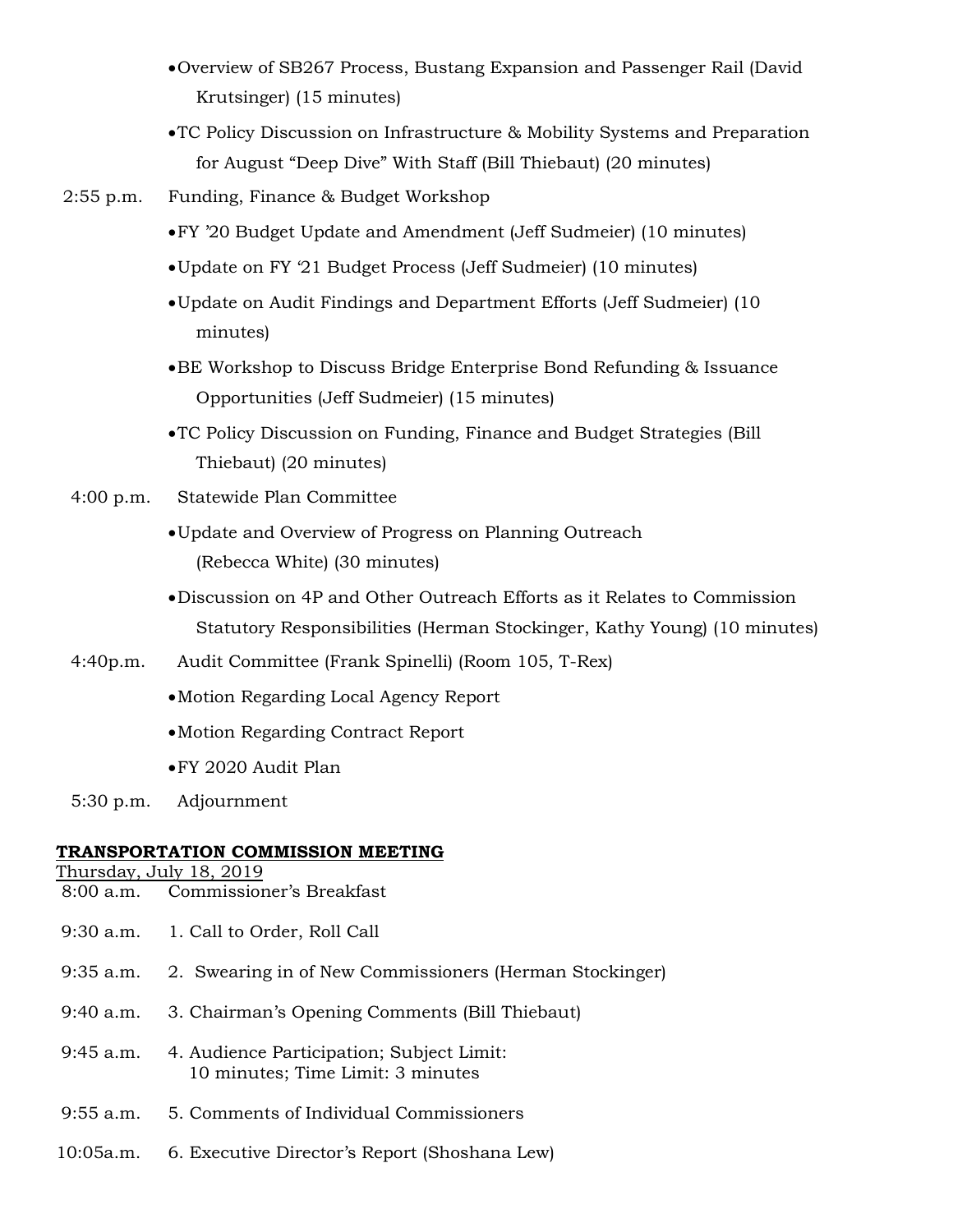- Overview of SB267 Process, Bustang Expansion and Passenger Rail (David Krutsinger) (15 minutes)
- TC Policy Discussion on Infrastructure & Mobility Systems and Preparation for August "Deep Dive" With Staff (Bill Thiebaut) (20 minutes)

2:55 p.m. Funding, Finance & Budget Workshop

- FY '20 Budget Update and Amendment (Jeff Sudmeier) (10 minutes)
- Update on FY '21 Budget Process (Jeff Sudmeier) (10 minutes)
- Update on Audit Findings and Department Efforts (Jeff Sudmeier) (10 minutes)
- BE Workshop to Discuss Bridge Enterprise Bond Refunding & Issuance Opportunities (Jeff Sudmeier) (15 minutes)
- TC Policy Discussion on Funding, Finance and Budget Strategies (Bill Thiebaut) (20 minutes)

4:00 p.m. Statewide Plan Committee

- Update and Overview of Progress on Planning Outreach (Rebecca White) (30 minutes)
- Discussion on 4P and Other Outreach Efforts as it Relates to Commission Statutory Responsibilities (Herman Stockinger, Kathy Young) (10 minutes)

4:40p.m. Audit Committee (Frank Spinelli) (Room 105, T-Rex)

- Motion Regarding Local Agency Report
- Motion Regarding Contract Report
- FY 2020 Audit Plan

5:30 p.m. Adjournment

**TRANSPORTATION COMMISSION MEETING**

Thursday, July 18, 2019

8:00 a.m. Commissioner's Breakfast

9:30 a.m. 1. Call to Order, Roll Call

9:35 a.m. 2. Swearing in of New Commissioners (Herman Stockinger)

9:40 a.m. 3. Chairman's Opening Comments (Bill Thiebaut)

9:45 a.m. 4. Audience Participation; Subject Limit: 10 minutes; Time Limit: 3 minutes

9:55 a.m. 5. Comments of Individual Commissioners

10:05a.m. 6. Executive Director's Report (Shoshana Lew)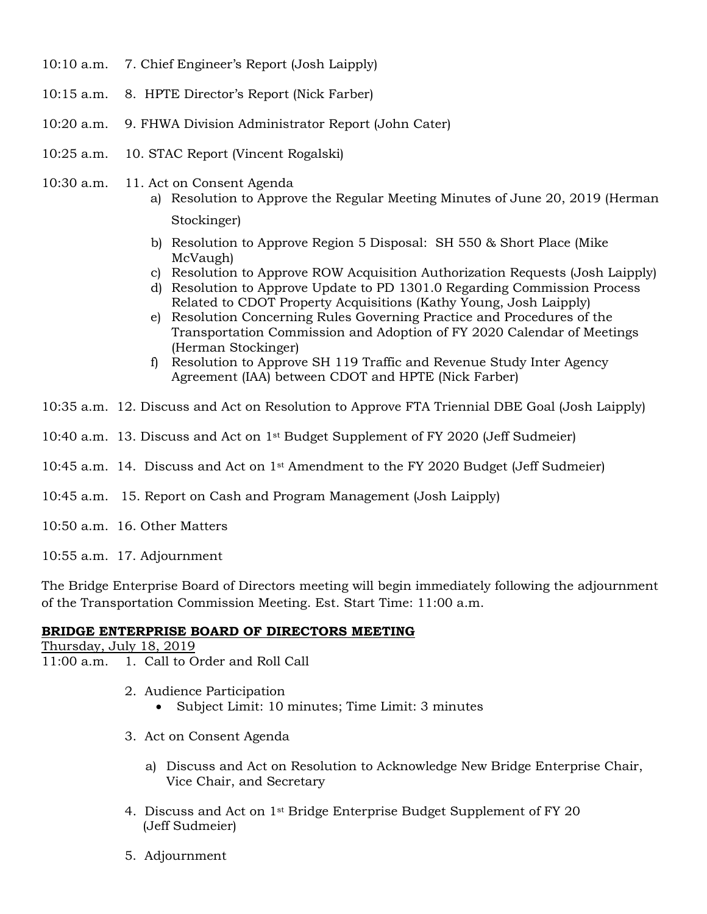10:10 a.m. 7. Chief Engineer's Report (Josh Laipply)

10:15 a.m. 8. HPTE Director's Report (Nick Farber)

10:20 a.m. 9. FHWA Division Administrator Report (John Cater)

10:25 a.m. 10. STAC Report (Vincent Rogalski)

10:30 a.m. 11. Act on Consent Agenda

a) Resolution to Approve the Regular Meeting Minutes of June 20, 2019 (Herman Stockinger)
b) Resolution to Approve Region 5 Disposal: SH 550 & Short Place (Mike McVaugh)
c) Resolution to Approve ROW Acquisition Authorization Requests (Josh Laipply)
d) Resolution to Approve Update to PD 1301.0 Regarding Commission Process Related to CDOT Property Acquisitions (Kathy Young, Josh Laipply)
e) Resolution Concerning Rules Governing Practice and Procedures of the Transportation Commission and Adoption of FY 2020 Calendar of Meetings (Herman Stockinger)
f) Resolution to Approve SH 119 Traffic and Revenue Study Inter Agency Agreement (IAA) between CDOT and HPTE (Nick Farber)

10:35 a.m. 12. Discuss and Act on Resolution to Approve FTA Triennial DBE Goal (Josh Laipply)

10:40 a.m. 13. Discuss and Act on 1st Budget Supplement of FY 2020 (Jeff Sudmeier)

10:45 a.m. 14. Discuss and Act on 1st Amendment to the FY 2020 Budget (Jeff Sudmeier)

10:45 a.m. 15. Report on Cash and Program Management (Josh Laipply)

10:50 a.m. 16. Other Matters

10:55 a.m. 17. Adjournment

The Bridge Enterprise Board of Directors meeting will begin immediately following the adjournment of the Transportation Commission Meeting. Est. Start Time: 11:00 a.m.

## BRIDGE ENTERPRISE BOARD OF DIRECTORS MEETING

Thursday, July 18, 2019

11:00 a.m. 1. Call to Order and Roll Call

2. Audience Participation
   - Subject Limit: 10 minutes; Time Limit: 3 minutes

3. Act on Consent Agenda

   a) Discuss and Act on Resolution to Acknowledge New Bridge Enterprise Chair, Vice Chair, and Secretary

4. Discuss and Act on 1st Bridge Enterprise Budget Supplement of FY 20 (Jeff Sudmeier)

5. Adjournment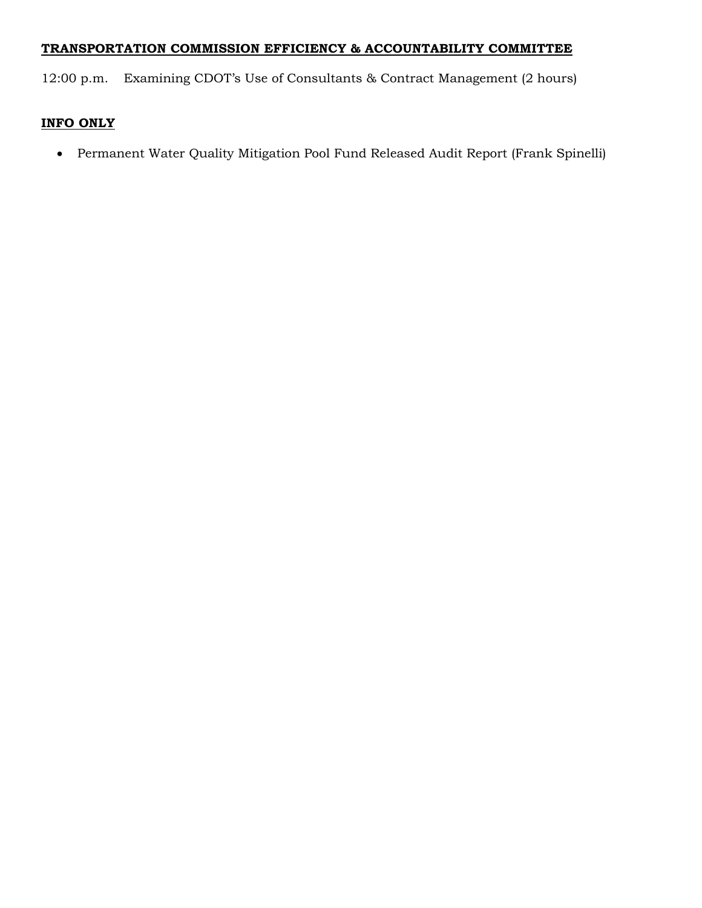**TRANSPORTATION COMMISSION EFFICIENCY & ACCOUNTABILITY COMMITTEE**

12:00 p.m. Examining CDOT's Use of Consultants & Contract Management (2 hours)

**INFO ONLY**

- Permanent Water Quality Mitigation Pool Fund Released Audit Report (Frank Spinelli)